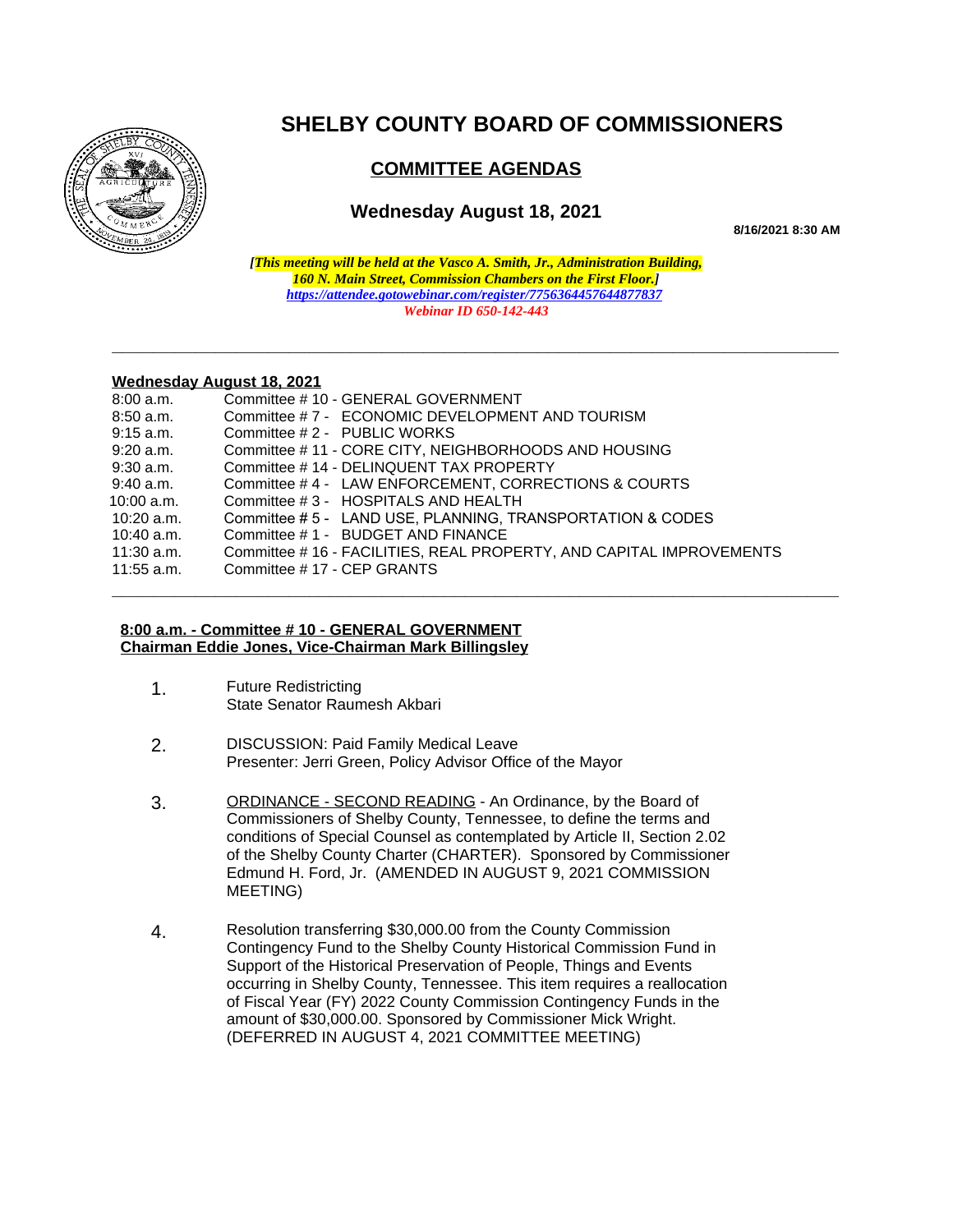# SHELBY COUNTY BOARD OF COMMISSIONERS

## COMMITTEE AGENDAS

### Wednesday August 18, 2021

**8/16/2021 8:30 AM**

***[This meeting will be held at the Vasco A. Smith, Jr., Administration Building, 160 N. Main Street, Commission Chambers on the First Floor.]***
***https://attendee.gotowebinar.com/register/7756364457644877837***
***Webinar ID 650-142-443***

---

**Wednesday August 18, 2021**

| | |
|---|---|
| 8:00 a.m. | Committee # 10 - GENERAL GOVERNMENT |
| 8:50 a.m. | Committee # 7 - ECONOMIC DEVELOPMENT AND TOURISM |
| 9:15 a.m. | Committee # 2 - PUBLIC WORKS |
| 9:20 a.m. | Committee # 11 - CORE CITY, NEIGHBORHOODS AND HOUSING |
| 9:30 a.m. | Committee # 14 - DELINQUENT TAX PROPERTY |
| 9:40 a.m. | Committee # 4 - LAW ENFORCEMENT, CORRECTIONS & COURTS |
| 10:00 a.m. | Committee # 3 - HOSPITALS AND HEALTH |
| 10:20 a.m. | Committee # 5 - LAND USE, PLANNING, TRANSPORTATION & CODES |
| 10:40 a.m. | Committee # 1 - BUDGET AND FINANCE |
| 11:30 a.m. | Committee # 16 - FACILITIES, REAL PROPERTY, AND CAPITAL IMPROVEMENTS |
| 11:55 a.m. | Committee # 17 - CEP GRANTS |

---

**8:00 a.m. - Committee # 10 - GENERAL GOVERNMENT**
**Chairman Eddie Jones, Vice-Chairman Mark Billingsley**

1. Future Redistricting
   State Senator Raumesh Akbari

2. DISCUSSION: Paid Family Medical Leave
   Presenter: Jerri Green, Policy Advisor Office of the Mayor

3. ORDINANCE - SECOND READING - An Ordinance, by the Board of Commissioners of Shelby County, Tennessee, to define the terms and conditions of Special Counsel as contemplated by Article II, Section 2.02 of the Shelby County Charter (CHARTER). Sponsored by Commissioner Edmund H. Ford, Jr. (AMENDED IN AUGUST 9, 2021 COMMISSION MEETING)

4. Resolution transferring $30,000.00 from the County Commission Contingency Fund to the Shelby County Historical Commission Fund in Support of the Historical Preservation of People, Things and Events occurring in Shelby County, Tennessee. This item requires a reallocation of Fiscal Year (FY) 2022 County Commission Contingency Funds in the amount of $30,000.00. Sponsored by Commissioner Mick Wright. (DEFERRED IN AUGUST 4, 2021 COMMITTEE MEETING)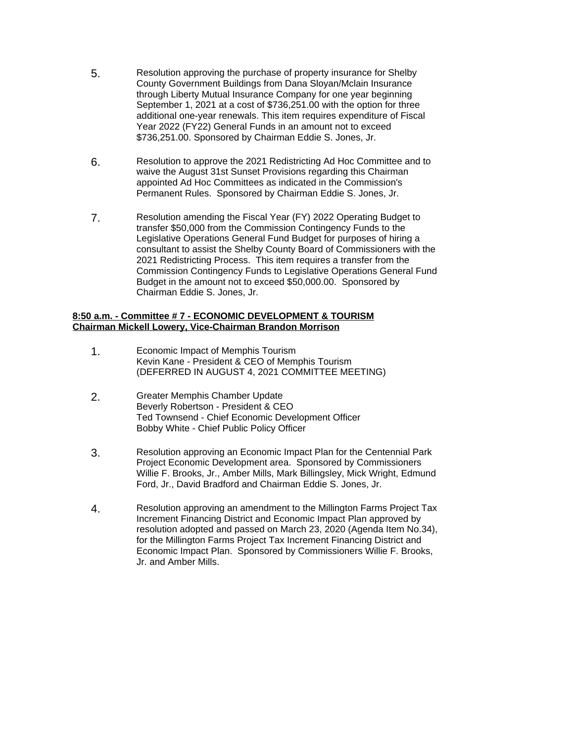5. Resolution approving the purchase of property insurance for Shelby County Government Buildings from Dana Sloyan/Mclain Insurance through Liberty Mutual Insurance Company for one year beginning September 1, 2021 at a cost of $736,251.00 with the option for three additional one-year renewals. This item requires expenditure of Fiscal Year 2022 (FY22) General Funds in an amount not to exceed $736,251.00. Sponsored by Chairman Eddie S. Jones, Jr.

6. Resolution to approve the 2021 Redistricting Ad Hoc Committee and to waive the August 31st Sunset Provisions regarding this Chairman appointed Ad Hoc Committees as indicated in the Commission's Permanent Rules. Sponsored by Chairman Eddie S. Jones, Jr.

7. Resolution amending the Fiscal Year (FY) 2022 Operating Budget to transfer $50,000 from the Commission Contingency Funds to the Legislative Operations General Fund Budget for purposes of hiring a consultant to assist the Shelby County Board of Commissioners with the 2021 Redistricting Process. This item requires a transfer from the Commission Contingency Funds to Legislative Operations General Fund Budget in the amount not to exceed $50,000.00. Sponsored by Chairman Eddie S. Jones, Jr.

**8:50 a.m. - Committee # 7 - ECONOMIC DEVELOPMENT & TOURISM**
**Chairman Mickell Lowery, Vice-Chairman Brandon Morrison**

1. Economic Impact of Memphis Tourism
   Kevin Kane - President & CEO of Memphis Tourism
   (DEFERRED IN AUGUST 4, 2021 COMMITTEE MEETING)

2. Greater Memphis Chamber Update
   Beverly Robertson - President & CEO
   Ted Townsend - Chief Economic Development Officer
   Bobby White - Chief Public Policy Officer

3. Resolution approving an Economic Impact Plan for the Centennial Park Project Economic Development area. Sponsored by Commissioners Willie F. Brooks, Jr., Amber Mills, Mark Billingsley, Mick Wright, Edmund Ford, Jr., David Bradford and Chairman Eddie S. Jones, Jr.

4. Resolution approving an amendment to the Millington Farms Project Tax Increment Financing District and Economic Impact Plan approved by resolution adopted and passed on March 23, 2020 (Agenda Item No.34), for the Millington Farms Project Tax Increment Financing District and Economic Impact Plan. Sponsored by Commissioners Willie F. Brooks, Jr. and Amber Mills.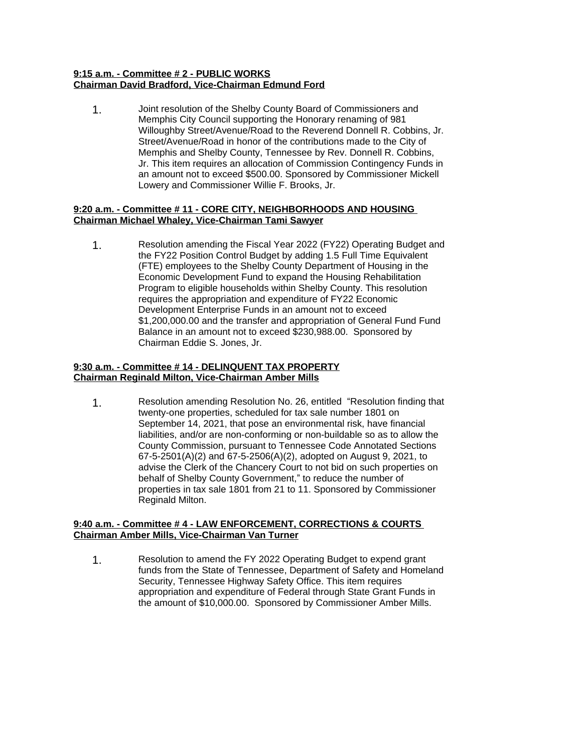**9:15 a.m. - Committee # 2 - PUBLIC WORKS**
**Chairman David Bradford, Vice-Chairman Edmund Ford**

1. Joint resolution of the Shelby County Board of Commissioners and Memphis City Council supporting the Honorary renaming of 981 Willoughby Street/Avenue/Road to the Reverend Donnell R. Cobbins, Jr. Street/Avenue/Road in honor of the contributions made to the City of Memphis and Shelby County, Tennessee by Rev. Donnell R. Cobbins, Jr. This item requires an allocation of Commission Contingency Funds in an amount not to exceed $500.00. Sponsored by Commissioner Mickell Lowery and Commissioner Willie F. Brooks, Jr.

**9:20 a.m. - Committee # 11 - CORE CITY, NEIGHBORHOODS AND HOUSING**
**Chairman Michael Whaley, Vice-Chairman Tami Sawyer**

1. Resolution amending the Fiscal Year 2022 (FY22) Operating Budget and the FY22 Position Control Budget by adding 1.5 Full Time Equivalent (FTE) employees to the Shelby County Department of Housing in the Economic Development Fund to expand the Housing Rehabilitation Program to eligible households within Shelby County. This resolution requires the appropriation and expenditure of FY22 Economic Development Enterprise Funds in an amount not to exceed $1,200,000.00 and the transfer and appropriation of General Fund Fund Balance in an amount not to exceed $230,988.00. Sponsored by Chairman Eddie S. Jones, Jr.

**9:30 a.m. - Committee # 14 - DELINQUENT TAX PROPERTY**
**Chairman Reginald Milton, Vice-Chairman Amber Mills**

1. Resolution amending Resolution No. 26, entitled "Resolution finding that twenty-one properties, scheduled for tax sale number 1801 on September 14, 2021, that pose an environmental risk, have financial liabilities, and/or are non-conforming or non-buildable so as to allow the County Commission, pursuant to Tennessee Code Annotated Sections 67-5-2501(A)(2) and 67-5-2506(A)(2), adopted on August 9, 2021, to advise the Clerk of the Chancery Court to not bid on such properties on behalf of Shelby County Government," to reduce the number of properties in tax sale 1801 from 21 to 11. Sponsored by Commissioner Reginald Milton.

**9:40 a.m. - Committee # 4 - LAW ENFORCEMENT, CORRECTIONS & COURTS**
**Chairman Amber Mills, Vice-Chairman Van Turner**

1. Resolution to amend the FY 2022 Operating Budget to expend grant funds from the State of Tennessee, Department of Safety and Homeland Security, Tennessee Highway Safety Office. This item requires appropriation and expenditure of Federal through State Grant Funds in the amount of $10,000.00. Sponsored by Commissioner Amber Mills.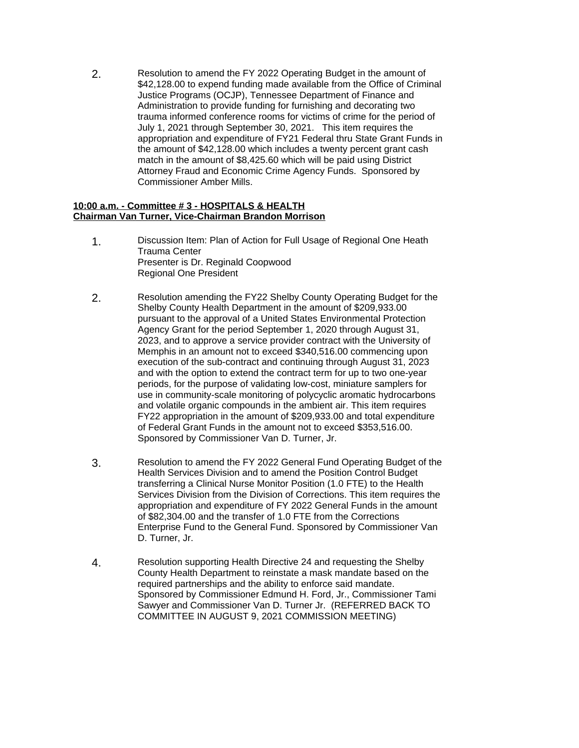2. Resolution to amend the FY 2022 Operating Budget in the amount of $42,128.00 to expend funding made available from the Office of Criminal Justice Programs (OCJP), Tennessee Department of Finance and Administration to provide funding for furnishing and decorating two trauma informed conference rooms for victims of crime for the period of July 1, 2021 through September 30, 2021.   This item requires the appropriation and expenditure of FY21 Federal thru State Grant Funds in the amount of $42,128.00 which includes a twenty percent grant cash match in the amount of $8,425.60 which will be paid using District Attorney Fraud and Economic Crime Agency Funds.  Sponsored by Commissioner Amber Mills.

**<u>10:00 a.m. - Committee # 3 - HOSPITALS & HEALTH</u>**
**<u>Chairman Van Turner, Vice-Chairman Brandon Morrison</u>**

1. Discussion Item: Plan of Action for Full Usage of Regional One Heath Trauma Center
   Presenter is Dr. Reginald Coopwood
   Regional One President

2. Resolution amending the FY22 Shelby County Operating Budget for the Shelby County Health Department in the amount of $209,933.00 pursuant to the approval of a United States Environmental Protection Agency Grant for the period September 1, 2020 through August 31, 2023, and to approve a service provider contract with the University of Memphis in an amount not to exceed $340,516.00 commencing upon execution of the sub-contract and continuing through August 31, 2023 and with the option to extend the contract term for up to two one-year periods, for the purpose of validating low-cost, miniature samplers for use in community-scale monitoring of polycyclic aromatic hydrocarbons and volatile organic compounds in the ambient air. This item requires FY22 appropriation in the amount of $209,933.00 and total expenditure of Federal Grant Funds in the amount not to exceed $353,516.00. Sponsored by Commissioner Van D. Turner, Jr.

3. Resolution to amend the FY 2022 General Fund Operating Budget of the Health Services Division and to amend the Position Control Budget transferring a Clinical Nurse Monitor Position (1.0 FTE) to the Health Services Division from the Division of Corrections. This item requires the appropriation and expenditure of FY 2022 General Funds in the amount of $82,304.00 and the transfer of 1.0 FTE from the Corrections Enterprise Fund to the General Fund. Sponsored by Commissioner Van D. Turner, Jr.

4. Resolution supporting Health Directive 24 and requesting the Shelby County Health Department to reinstate a mask mandate based on the required partnerships and the ability to enforce said mandate. Sponsored by Commissioner Edmund H. Ford, Jr., Commissioner Tami Sawyer and Commissioner Van D. Turner Jr.  (REFERRED BACK TO COMMITTEE IN AUGUST 9, 2021 COMMISSION MEETING)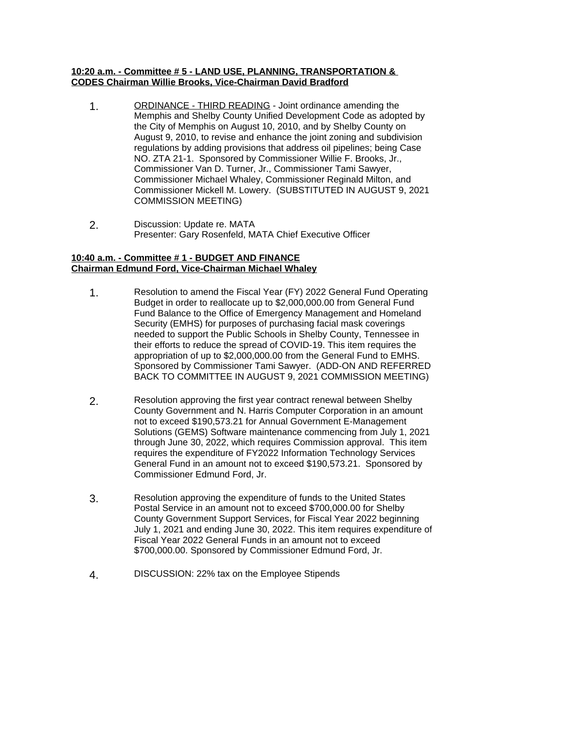**10:20 a.m. - Committee # 5 - LAND USE, PLANNING, TRANSPORTATION & CODES Chairman Willie Brooks, Vice-Chairman David Bradford**

1. ORDINANCE - THIRD READING - Joint ordinance amending the Memphis and Shelby County Unified Development Code as adopted by the City of Memphis on August 10, 2010, and by Shelby County on August 9, 2010, to revise and enhance the joint zoning and subdivision regulations by adding provisions that address oil pipelines; being Case NO. ZTA 21-1. Sponsored by Commissioner Willie F. Brooks, Jr., Commissioner Van D. Turner, Jr., Commissioner Tami Sawyer, Commissioner Michael Whaley, Commissioner Reginald Milton, and Commissioner Mickell M. Lowery. (SUBSTITUTED IN AUGUST 9, 2021 COMMISSION MEETING)

2. Discussion: Update re. MATA
   Presenter: Gary Rosenfeld, MATA Chief Executive Officer

**10:40 a.m. - Committee # 1 - BUDGET AND FINANCE**
**Chairman Edmund Ford, Vice-Chairman Michael Whaley**

1. Resolution to amend the Fiscal Year (FY) 2022 General Fund Operating Budget in order to reallocate up to $2,000,000.00 from General Fund Fund Balance to the Office of Emergency Management and Homeland Security (EMHS) for purposes of purchasing facial mask coverings needed to support the Public Schools in Shelby County, Tennessee in their efforts to reduce the spread of COVID-19. This item requires the appropriation of up to $2,000,000.00 from the General Fund to EMHS. Sponsored by Commissioner Tami Sawyer. (ADD-ON AND REFERRED BACK TO COMMITTEE IN AUGUST 9, 2021 COMMISSION MEETING)

2. Resolution approving the first year contract renewal between Shelby County Government and N. Harris Computer Corporation in an amount not to exceed $190,573.21 for Annual Government E-Management Solutions (GEMS) Software maintenance commencing from July 1, 2021 through June 30, 2022, which requires Commission approval. This item requires the expenditure of FY2022 Information Technology Services General Fund in an amount not to exceed $190,573.21. Sponsored by Commissioner Edmund Ford, Jr.

3. Resolution approving the expenditure of funds to the United States Postal Service in an amount not to exceed $700,000.00 for Shelby County Government Support Services, for Fiscal Year 2022 beginning July 1, 2021 and ending June 30, 2022. This item requires expenditure of Fiscal Year 2022 General Funds in an amount not to exceed $700,000.00. Sponsored by Commissioner Edmund Ford, Jr.

4. DISCUSSION: 22% tax on the Employee Stipends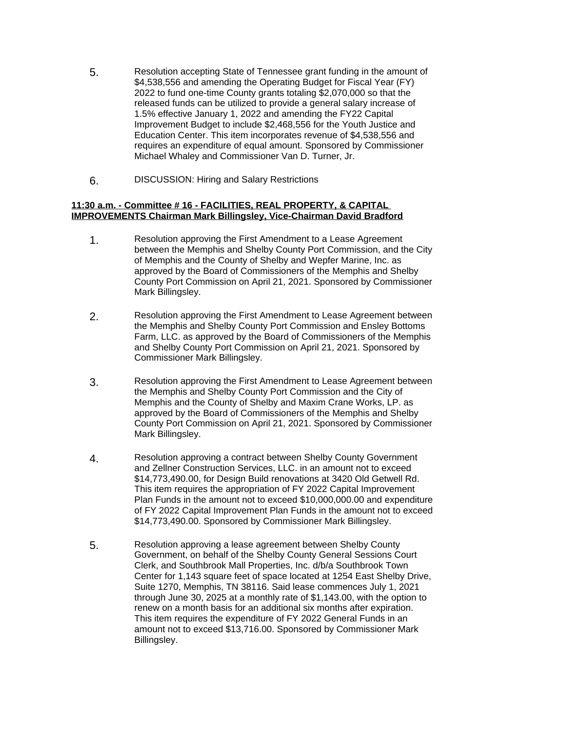5. Resolution accepting State of Tennessee grant funding in the amount of $4,538,556 and amending the Operating Budget for Fiscal Year (FY) 2022 to fund one-time County grants totaling $2,070,000 so that the released funds can be utilized to provide a general salary increase of 1.5% effective January 1, 2022 and amending the FY22 Capital Improvement Budget to include $2,468,556 for the Youth Justice and Education Center. This item incorporates revenue of $4,538,556 and requires an expenditure of equal amount. Sponsored by Commissioner Michael Whaley and Commissioner Van D. Turner, Jr.

6. DISCUSSION: Hiring and Salary Restrictions

**11:30 a.m. - Committee # 16 - FACILITIES, REAL PROPERTY, & CAPITAL IMPROVEMENTS Chairman Mark Billingsley, Vice-Chairman David Bradford**

1. Resolution approving the First Amendment to a Lease Agreement between the Memphis and Shelby County Port Commission, and the City of Memphis and the County of Shelby and Wepfer Marine, Inc. as approved by the Board of Commissioners of the Memphis and Shelby County Port Commission on April 21, 2021. Sponsored by Commissioner Mark Billingsley.

2. Resolution approving the First Amendment to Lease Agreement between the Memphis and Shelby County Port Commission and Ensley Bottoms Farm, LLC. as approved by the Board of Commissioners of the Memphis and Shelby County Port Commission on April 21, 2021. Sponsored by Commissioner Mark Billingsley.

3. Resolution approving the First Amendment to Lease Agreement between the Memphis and Shelby County Port Commission and the City of Memphis and the County of Shelby and Maxim Crane Works, LP. as approved by the Board of Commissioners of the Memphis and Shelby County Port Commission on April 21, 2021. Sponsored by Commissioner Mark Billingsley.

4. Resolution approving a contract between Shelby County Government and Zellner Construction Services, LLC. in an amount not to exceed $14,773,490.00, for Design Build renovations at 3420 Old Getwell Rd. This item requires the appropriation of FY 2022 Capital Improvement Plan Funds in the amount not to exceed $10,000,000.00 and expenditure of FY 2022 Capital Improvement Plan Funds in the amount not to exceed $14,773,490.00. Sponsored by Commissioner Mark Billingsley.

5. Resolution approving a lease agreement between Shelby County Government, on behalf of the Shelby County General Sessions Court Clerk, and Southbrook Mall Properties, Inc. d/b/a Southbrook Town Center for 1,143 square feet of space located at 1254 East Shelby Drive, Suite 1270, Memphis, TN 38116. Said lease commences July 1, 2021 through June 30, 2025 at a monthly rate of $1,143.00, with the option to renew on a month basis for an additional six months after expiration. This item requires the expenditure of FY 2022 General Funds in an amount not to exceed $13,716.00. Sponsored by Commissioner Mark Billingsley.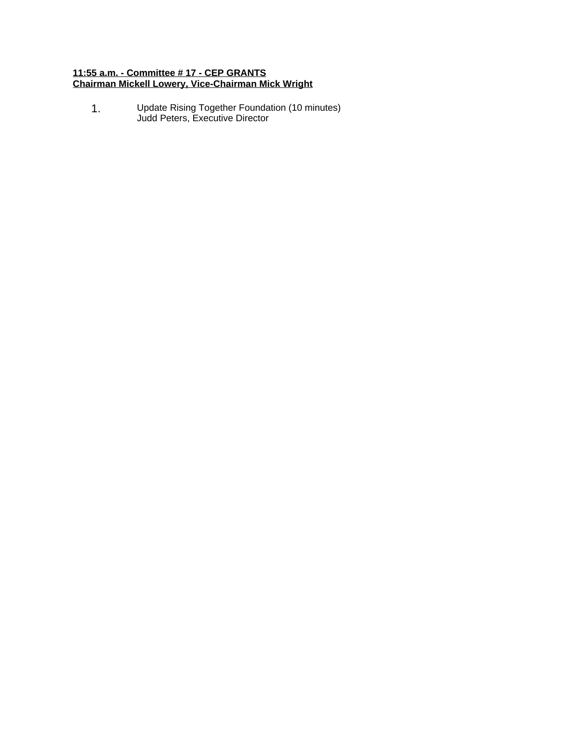**11:55 a.m. - Committee # 17 - CEP GRANTS**
**Chairman Mickell Lowery, Vice-Chairman Mick Wright**

1. Update Rising Together Foundation (10 minutes)
   Judd Peters, Executive Director